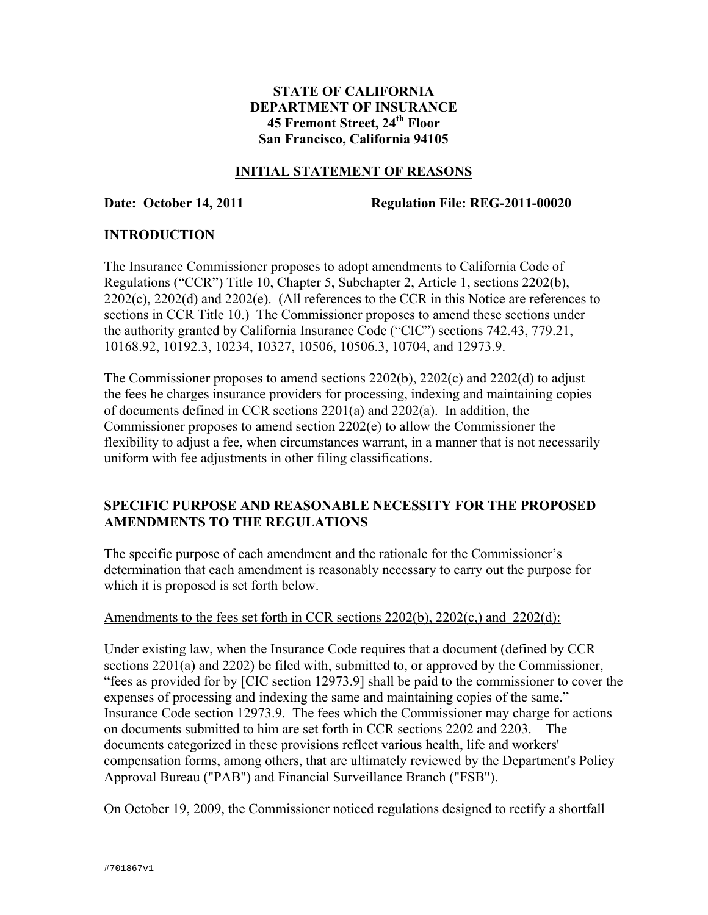**STATE OF CALIFORNIA**
**DEPARTMENT OF INSURANCE**
**45 Fremont Street, 24th Floor**
**San Francisco, California 94105**

## INITIAL STATEMENT OF REASONS

**Date: October 14, 2011** **Regulation File: REG-2011-00020**

### INTRODUCTION

The Insurance Commissioner proposes to adopt amendments to California Code of Regulations ("CCR") Title 10, Chapter 5, Subchapter 2, Article 1, sections 2202(b), 2202(c), 2202(d) and 2202(e). (All references to the CCR in this Notice are references to sections in CCR Title 10.) The Commissioner proposes to amend these sections under the authority granted by California Insurance Code ("CIC") sections 742.43, 779.21, 10168.92, 10192.3, 10234, 10327, 10506, 10506.3, 10704, and 12973.9.

The Commissioner proposes to amend sections 2202(b), 2202(c) and 2202(d) to adjust the fees he charges insurance providers for processing, indexing and maintaining copies of documents defined in CCR sections 2201(a) and 2202(a). In addition, the Commissioner proposes to amend section 2202(e) to allow the Commissioner the flexibility to adjust a fee, when circumstances warrant, in a manner that is not necessarily uniform with fee adjustments in other filing classifications.

### SPECIFIC PURPOSE AND REASONABLE NECESSITY FOR THE PROPOSED AMENDMENTS TO THE REGULATIONS

The specific purpose of each amendment and the rationale for the Commissioner's determination that each amendment is reasonably necessary to carry out the purpose for which it is proposed is set forth below.

Amendments to the fees set forth in CCR sections 2202(b), 2202(c,) and 2202(d):

Under existing law, when the Insurance Code requires that a document (defined by CCR sections 2201(a) and 2202) be filed with, submitted to, or approved by the Commissioner, "fees as provided for by [CIC section 12973.9] shall be paid to the commissioner to cover the expenses of processing and indexing the same and maintaining copies of the same." Insurance Code section 12973.9. The fees which the Commissioner may charge for actions on documents submitted to him are set forth in CCR sections 2202 and 2203. The documents categorized in these provisions reflect various health, life and workers' compensation forms, among others, that are ultimately reviewed by the Department's Policy Approval Bureau ("PAB") and Financial Surveillance Branch ("FSB").

On October 19, 2009, the Commissioner noticed regulations designed to rectify a shortfall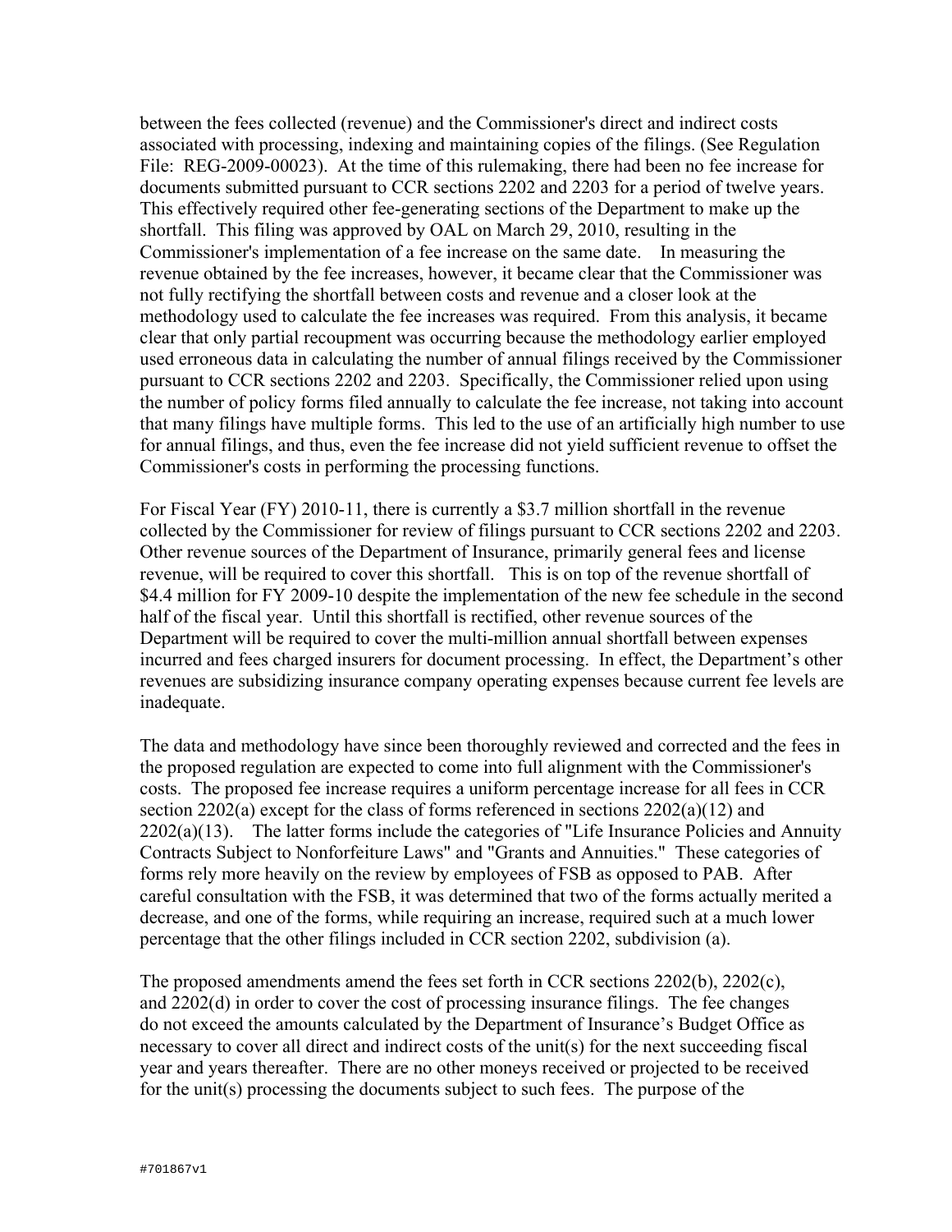between the fees collected (revenue) and the Commissioner's direct and indirect costs associated with processing, indexing and maintaining copies of the filings. (See Regulation File: REG-2009-00023). At the time of this rulemaking, there had been no fee increase for documents submitted pursuant to CCR sections 2202 and 2203 for a period of twelve years. This effectively required other fee-generating sections of the Department to make up the shortfall. This filing was approved by OAL on March 29, 2010, resulting in the Commissioner's implementation of a fee increase on the same date. In measuring the revenue obtained by the fee increases, however, it became clear that the Commissioner was not fully rectifying the shortfall between costs and revenue and a closer look at the methodology used to calculate the fee increases was required. From this analysis, it became clear that only partial recoupment was occurring because the methodology earlier employed used erroneous data in calculating the number of annual filings received by the Commissioner pursuant to CCR sections 2202 and 2203. Specifically, the Commissioner relied upon using the number of policy forms filed annually to calculate the fee increase, not taking into account that many filings have multiple forms. This led to the use of an artificially high number to use for annual filings, and thus, even the fee increase did not yield sufficient revenue to offset the Commissioner's costs in performing the processing functions.

For Fiscal Year (FY) 2010-11, there is currently a $3.7 million shortfall in the revenue collected by the Commissioner for review of filings pursuant to CCR sections 2202 and 2203. Other revenue sources of the Department of Insurance, primarily general fees and license revenue, will be required to cover this shortfall. This is on top of the revenue shortfall of $4.4 million for FY 2009-10 despite the implementation of the new fee schedule in the second half of the fiscal year. Until this shortfall is rectified, other revenue sources of the Department will be required to cover the multi-million annual shortfall between expenses incurred and fees charged insurers for document processing. In effect, the Department's other revenues are subsidizing insurance company operating expenses because current fee levels are inadequate.

The data and methodology have since been thoroughly reviewed and corrected and the fees in the proposed regulation are expected to come into full alignment with the Commissioner's costs. The proposed fee increase requires a uniform percentage increase for all fees in CCR section 2202(a) except for the class of forms referenced in sections 2202(a)(12) and 2202(a)(13). The latter forms include the categories of "Life Insurance Policies and Annuity Contracts Subject to Nonforfeiture Laws" and "Grants and Annuities." These categories of forms rely more heavily on the review by employees of FSB as opposed to PAB. After careful consultation with the FSB, it was determined that two of the forms actually merited a decrease, and one of the forms, while requiring an increase, required such at a much lower percentage that the other filings included in CCR section 2202, subdivision (a).

The proposed amendments amend the fees set forth in CCR sections 2202(b), 2202(c), and 2202(d) in order to cover the cost of processing insurance filings. The fee changes do not exceed the amounts calculated by the Department of Insurance's Budget Office as necessary to cover all direct and indirect costs of the unit(s) for the next succeeding fiscal year and years thereafter. There are no other moneys received or projected to be received for the unit(s) processing the documents subject to such fees. The purpose of the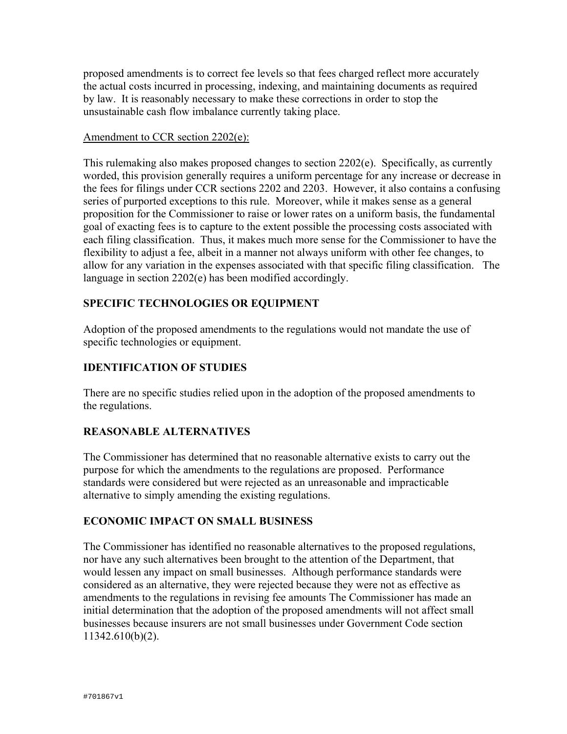proposed amendments is to correct fee levels so that fees charged reflect more accurately the actual costs incurred in processing, indexing, and maintaining documents as required by law. It is reasonably necessary to make these corrections in order to stop the unsustainable cash flow imbalance currently taking place.

Amendment to CCR section 2202(e):

This rulemaking also makes proposed changes to section 2202(e). Specifically, as currently worded, this provision generally requires a uniform percentage for any increase or decrease in the fees for filings under CCR sections 2202 and 2203. However, it also contains a confusing series of purported exceptions to this rule. Moreover, while it makes sense as a general proposition for the Commissioner to raise or lower rates on a uniform basis, the fundamental goal of exacting fees is to capture to the extent possible the processing costs associated with each filing classification. Thus, it makes much more sense for the Commissioner to have the flexibility to adjust a fee, albeit in a manner not always uniform with other fee changes, to allow for any variation in the expenses associated with that specific filing classification. The language in section 2202(e) has been modified accordingly.

## SPECIFIC TECHNOLOGIES OR EQUIPMENT

Adoption of the proposed amendments to the regulations would not mandate the use of specific technologies or equipment.

## IDENTIFICATION OF STUDIES

There are no specific studies relied upon in the adoption of the proposed amendments to the regulations.

## REASONABLE ALTERNATIVES

The Commissioner has determined that no reasonable alternative exists to carry out the purpose for which the amendments to the regulations are proposed. Performance standards were considered but were rejected as an unreasonable and impracticable alternative to simply amending the existing regulations.

## ECONOMIC IMPACT ON SMALL BUSINESS

The Commissioner has identified no reasonable alternatives to the proposed regulations, nor have any such alternatives been brought to the attention of the Department, that would lessen any impact on small businesses. Although performance standards were considered as an alternative, they were rejected because they were not as effective as amendments to the regulations in revising fee amounts The Commissioner has made an initial determination that the adoption of the proposed amendments will not affect small businesses because insurers are not small businesses under Government Code section 11342.610(b)(2).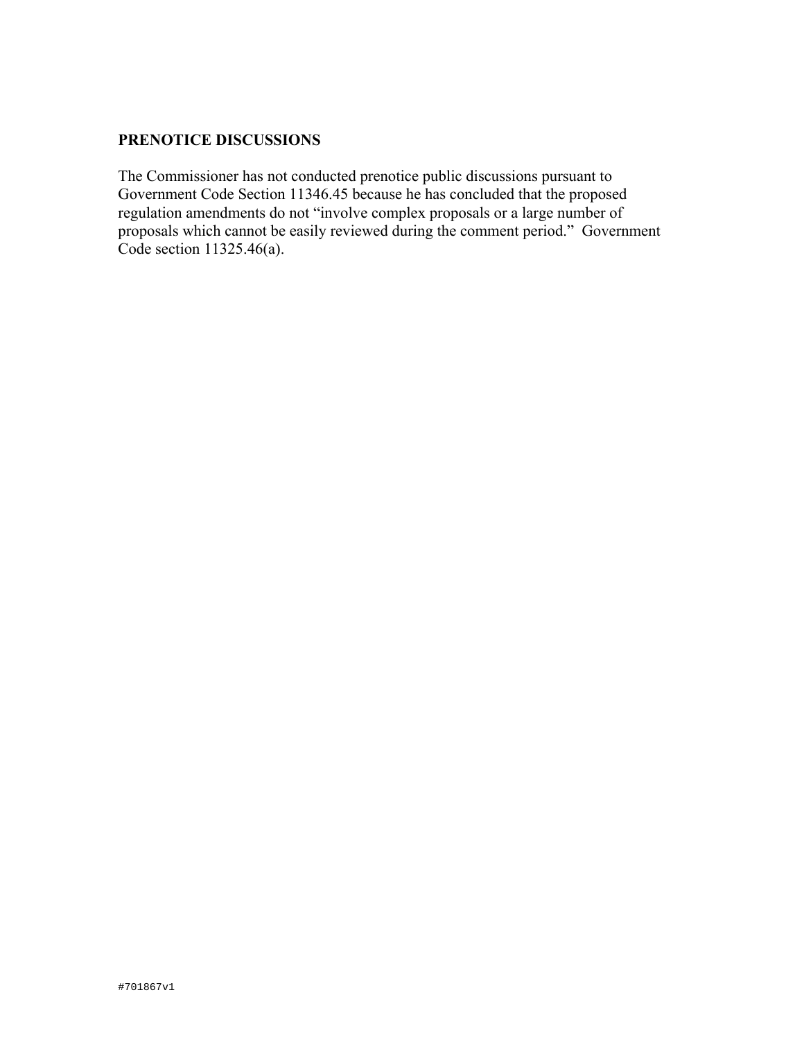**PRENOTICE DISCUSSIONS**

The Commissioner has not conducted prenotice public discussions pursuant to Government Code Section 11346.45 because he has concluded that the proposed regulation amendments do not "involve complex proposals or a large number of proposals which cannot be easily reviewed during the comment period." Government Code section 11325.46(a).

#701867v1